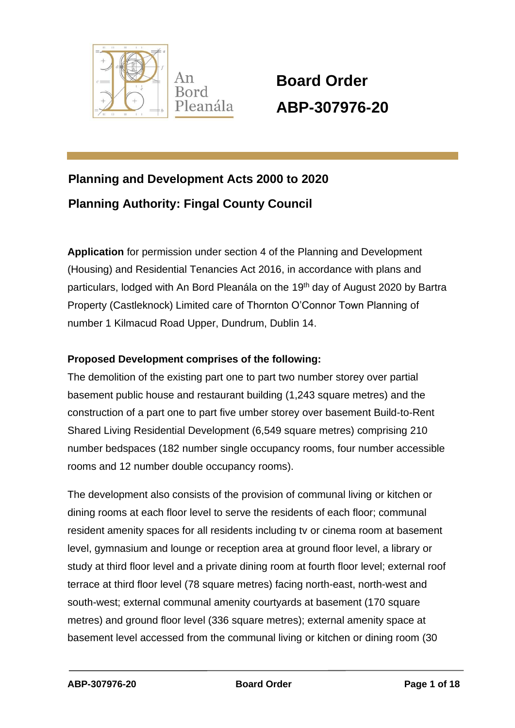An Bord Pleanála

# Board Order ABP-307976-20

## Planning and Development Acts 2000 to 2020

## Planning Authority: Fingal County Council

**Application** for permission under section 4 of the Planning and Development (Housing) and Residential Tenancies Act 2016, in accordance with plans and particulars, lodged with An Bord Pleanála on the 19th day of August 2020 by Bartra Property (Castleknock) Limited care of Thornton O'Connor Town Planning of number 1 Kilmacud Road Upper, Dundrum, Dublin 14.

**Proposed Development comprises of the following:**

The demolition of the existing part one to part two number storey over partial basement public house and restaurant building (1,243 square metres) and the construction of a part one to part five umber storey over basement Build-to-Rent Shared Living Residential Development (6,549 square metres) comprising 210 number bedspaces (182 number single occupancy rooms, four number accessible rooms and 12 number double occupancy rooms).

The development also consists of the provision of communal living or kitchen or dining rooms at each floor level to serve the residents of each floor; communal resident amenity spaces for all residents including tv or cinema room at basement level, gymnasium and lounge or reception area at ground floor level, a library or study at third floor level and a private dining room at fourth floor level; external roof terrace at third floor level (78 square metres) facing north-east, north-west and south-west; external communal amenity courtyards at basement (170 square metres) and ground floor level (336 square metres); external amenity space at basement level accessed from the communal living or kitchen or dining room (30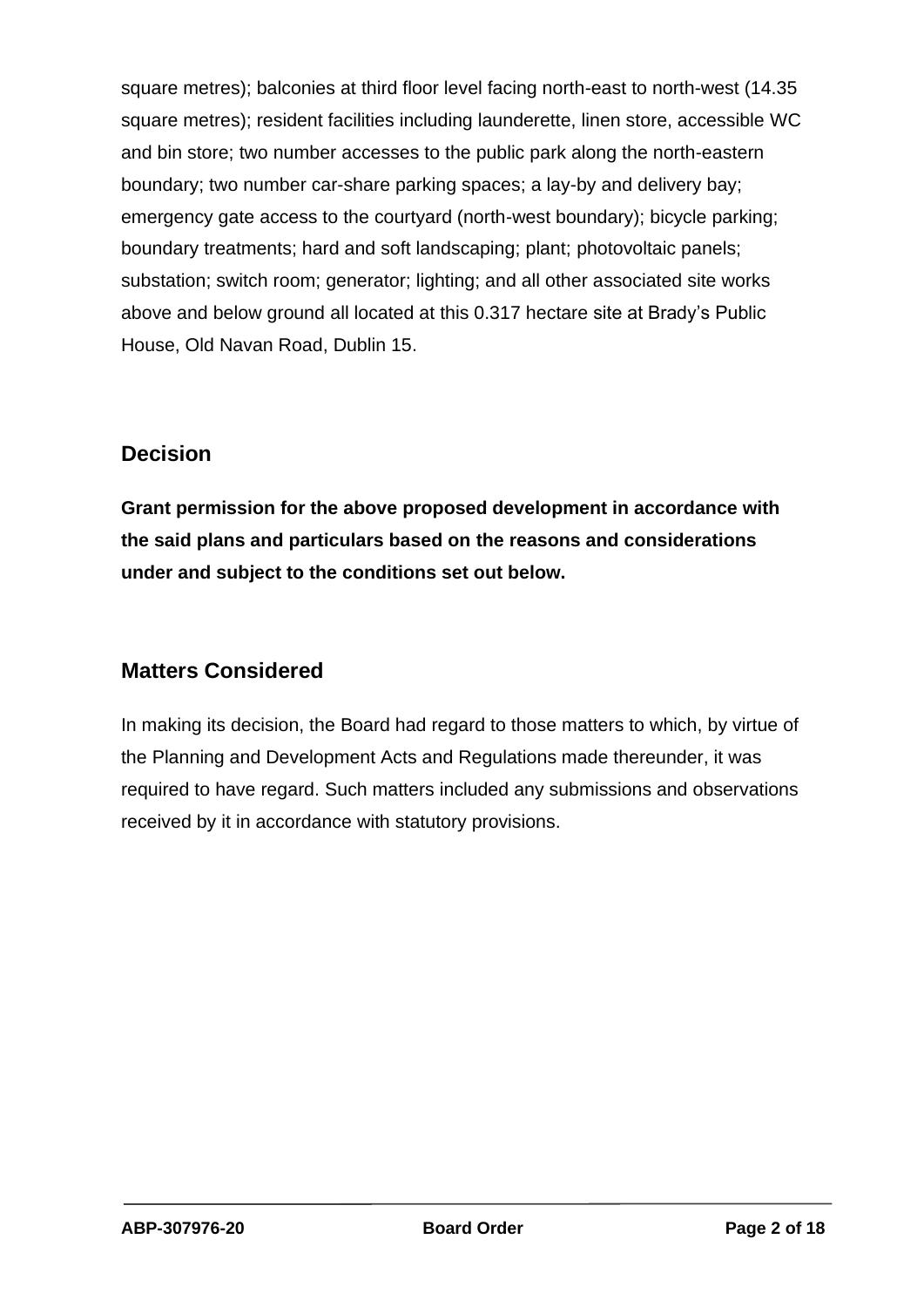square metres); balconies at third floor level facing north-east to north-west (14.35 square metres); resident facilities including launderette, linen store, accessible WC and bin store; two number accesses to the public park along the north-eastern boundary; two number car-share parking spaces; a lay-by and delivery bay; emergency gate access to the courtyard (north-west boundary); bicycle parking; boundary treatments; hard and soft landscaping; plant; photovoltaic panels; substation; switch room; generator; lighting; and all other associated site works above and below ground all located at this 0.317 hectare site at Brady's Public House, Old Navan Road, Dublin 15.

## Decision

**Grant permission for the above proposed development in accordance with the said plans and particulars based on the reasons and considerations under and subject to the conditions set out below.**

## Matters Considered

In making its decision, the Board had regard to those matters to which, by virtue of the Planning and Development Acts and Regulations made thereunder, it was required to have regard. Such matters included any submissions and observations received by it in accordance with statutory provisions.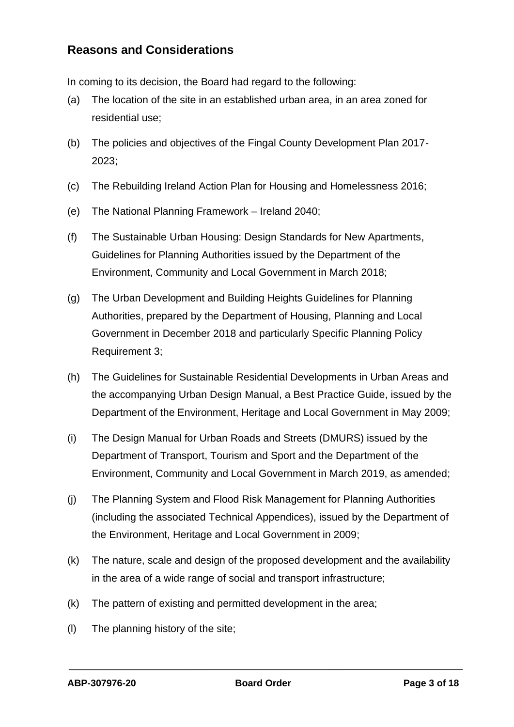## Reasons and Considerations

In coming to its decision, the Board had regard to the following:

(a) The location of the site in an established urban area, in an area zoned for residential use;

(b) The policies and objectives of the Fingal County Development Plan 2017-2023;

(c) The Rebuilding Ireland Action Plan for Housing and Homelessness 2016;

(e) The National Planning Framework – Ireland 2040;

(f) The Sustainable Urban Housing: Design Standards for New Apartments, Guidelines for Planning Authorities issued by the Department of the Environment, Community and Local Government in March 2018;

(g) The Urban Development and Building Heights Guidelines for Planning Authorities, prepared by the Department of Housing, Planning and Local Government in December 2018 and particularly Specific Planning Policy Requirement 3;

(h) The Guidelines for Sustainable Residential Developments in Urban Areas and the accompanying Urban Design Manual, a Best Practice Guide, issued by the Department of the Environment, Heritage and Local Government in May 2009;

(i) The Design Manual for Urban Roads and Streets (DMURS) issued by the Department of Transport, Tourism and Sport and the Department of the Environment, Community and Local Government in March 2019, as amended;

(j) The Planning System and Flood Risk Management for Planning Authorities (including the associated Technical Appendices), issued by the Department of the Environment, Heritage and Local Government in 2009;

(k) The nature, scale and design of the proposed development and the availability in the area of a wide range of social and transport infrastructure;

(k) The pattern of existing and permitted development in the area;

(l) The planning history of the site;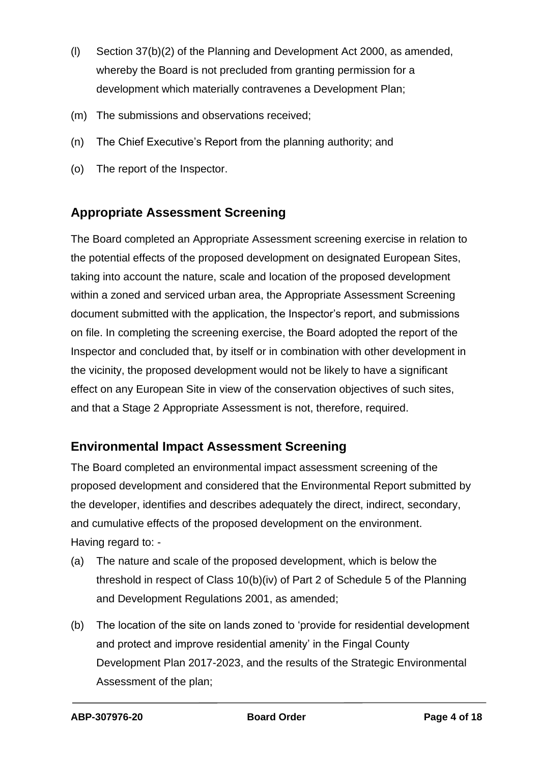(l) Section 37(b)(2) of the Planning and Development Act 2000, as amended, whereby the Board is not precluded from granting permission for a development which materially contravenes a Development Plan;

(m) The submissions and observations received;

(n) The Chief Executive's Report from the planning authority; and

(o) The report of the Inspector.

## Appropriate Assessment Screening

The Board completed an Appropriate Assessment screening exercise in relation to the potential effects of the proposed development on designated European Sites, taking into account the nature, scale and location of the proposed development within a zoned and serviced urban area, the Appropriate Assessment Screening document submitted with the application, the Inspector's report, and submissions on file. In completing the screening exercise, the Board adopted the report of the Inspector and concluded that, by itself or in combination with other development in the vicinity, the proposed development would not be likely to have a significant effect on any European Site in view of the conservation objectives of such sites, and that a Stage 2 Appropriate Assessment is not, therefore, required.

## Environmental Impact Assessment Screening

The Board completed an environmental impact assessment screening of the proposed development and considered that the Environmental Report submitted by the developer, identifies and describes adequately the direct, indirect, secondary, and cumulative effects of the proposed development on the environment.

Having regard to: -

(a) The nature and scale of the proposed development, which is below the threshold in respect of Class 10(b)(iv) of Part 2 of Schedule 5 of the Planning and Development Regulations 2001, as amended;

(b) The location of the site on lands zoned to 'provide for residential development and protect and improve residential amenity' in the Fingal County Development Plan 2017-2023, and the results of the Strategic Environmental Assessment of the plan;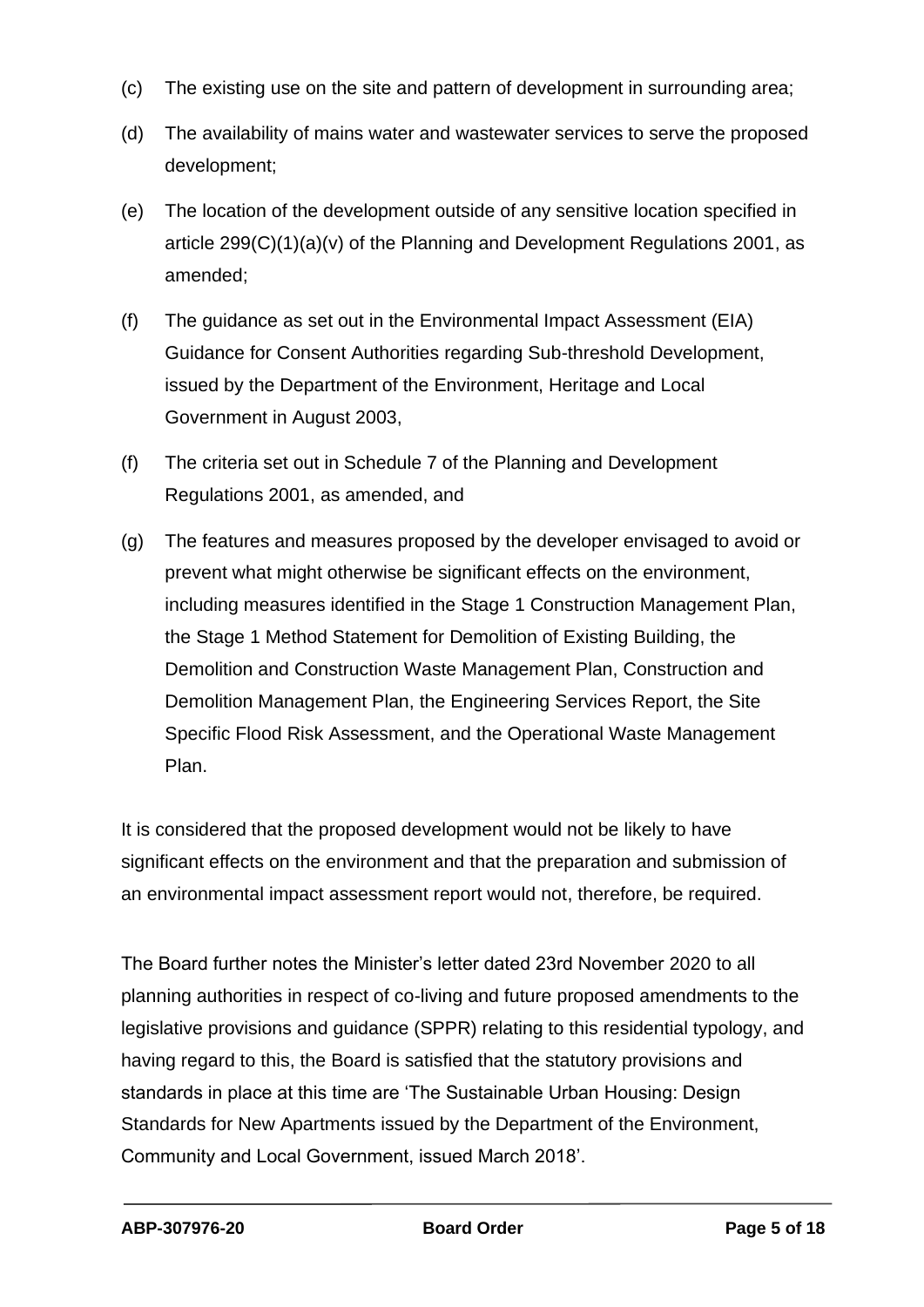(c) The existing use on the site and pattern of development in surrounding area;

(d) The availability of mains water and wastewater services to serve the proposed development;

(e) The location of the development outside of any sensitive location specified in article 299(C)(1)(a)(v) of the Planning and Development Regulations 2001, as amended;

(f) The guidance as set out in the Environmental Impact Assessment (EIA) Guidance for Consent Authorities regarding Sub-threshold Development, issued by the Department of the Environment, Heritage and Local Government in August 2003,

(f) The criteria set out in Schedule 7 of the Planning and Development Regulations 2001, as amended, and

(g) The features and measures proposed by the developer envisaged to avoid or prevent what might otherwise be significant effects on the environment, including measures identified in the Stage 1 Construction Management Plan, the Stage 1 Method Statement for Demolition of Existing Building, the Demolition and Construction Waste Management Plan, Construction and Demolition Management Plan, the Engineering Services Report, the Site Specific Flood Risk Assessment, and the Operational Waste Management Plan.

It is considered that the proposed development would not be likely to have significant effects on the environment and that the preparation and submission of an environmental impact assessment report would not, therefore, be required.

The Board further notes the Minister's letter dated 23rd November 2020 to all planning authorities in respect of co-living and future proposed amendments to the legislative provisions and guidance (SPPR) relating to this residential typology, and having regard to this, the Board is satisfied that the statutory provisions and standards in place at this time are 'The Sustainable Urban Housing: Design Standards for New Apartments issued by the Department of the Environment, Community and Local Government, issued March 2018'.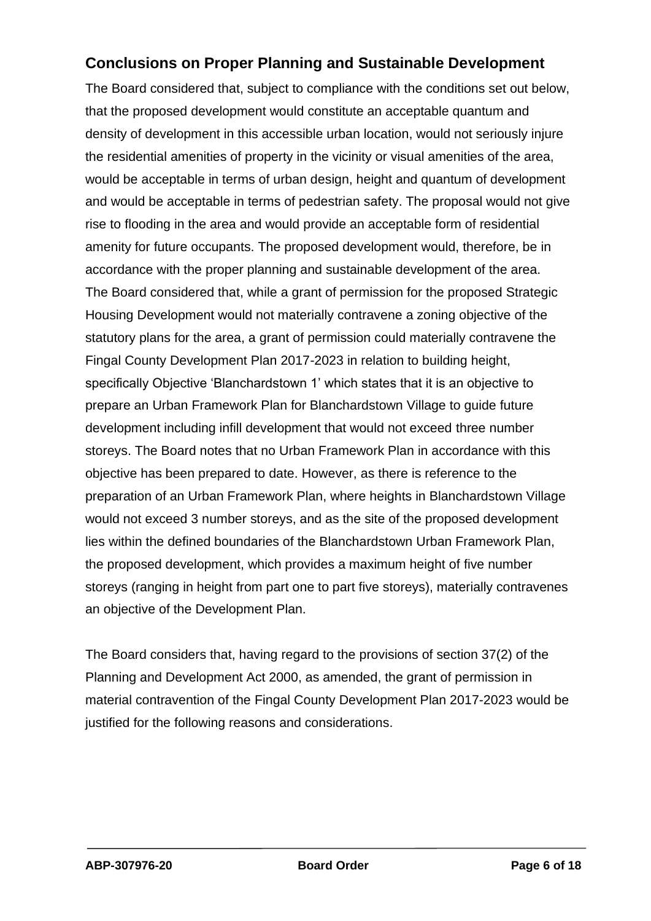## Conclusions on Proper Planning and Sustainable Development

The Board considered that, subject to compliance with the conditions set out below, that the proposed development would constitute an acceptable quantum and density of development in this accessible urban location, would not seriously injure the residential amenities of property in the vicinity or visual amenities of the area, would be acceptable in terms of urban design, height and quantum of development and would be acceptable in terms of pedestrian safety. The proposal would not give rise to flooding in the area and would provide an acceptable form of residential amenity for future occupants. The proposed development would, therefore, be in accordance with the proper planning and sustainable development of the area. The Board considered that, while a grant of permission for the proposed Strategic Housing Development would not materially contravene a zoning objective of the statutory plans for the area, a grant of permission could materially contravene the Fingal County Development Plan 2017-2023 in relation to building height, specifically Objective 'Blanchardstown 1' which states that it is an objective to prepare an Urban Framework Plan for Blanchardstown Village to guide future development including infill development that would not exceed three number storeys. The Board notes that no Urban Framework Plan in accordance with this objective has been prepared to date. However, as there is reference to the preparation of an Urban Framework Plan, where heights in Blanchardstown Village would not exceed 3 number storeys, and as the site of the proposed development lies within the defined boundaries of the Blanchardstown Urban Framework Plan, the proposed development, which provides a maximum height of five number storeys (ranging in height from part one to part five storeys), materially contravenes an objective of the Development Plan.

The Board considers that, having regard to the provisions of section 37(2) of the Planning and Development Act 2000, as amended, the grant of permission in material contravention of the Fingal County Development Plan 2017-2023 would be justified for the following reasons and considerations.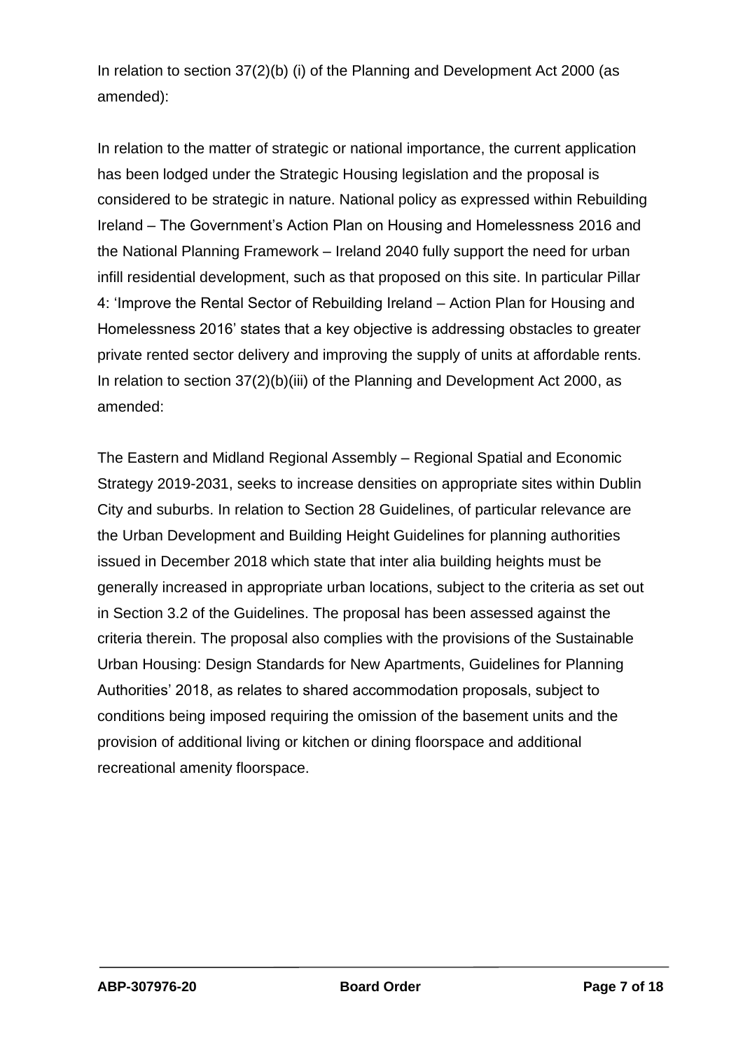In relation to section 37(2)(b) (i) of the Planning and Development Act 2000 (as amended):

In relation to the matter of strategic or national importance, the current application has been lodged under the Strategic Housing legislation and the proposal is considered to be strategic in nature. National policy as expressed within Rebuilding Ireland – The Government's Action Plan on Housing and Homelessness 2016 and the National Planning Framework – Ireland 2040 fully support the need for urban infill residential development, such as that proposed on this site. In particular Pillar 4: 'Improve the Rental Sector of Rebuilding Ireland – Action Plan for Housing and Homelessness 2016' states that a key objective is addressing obstacles to greater private rented sector delivery and improving the supply of units at affordable rents. In relation to section 37(2)(b)(iii) of the Planning and Development Act 2000, as amended:

The Eastern and Midland Regional Assembly – Regional Spatial and Economic Strategy 2019-2031, seeks to increase densities on appropriate sites within Dublin City and suburbs. In relation to Section 28 Guidelines, of particular relevance are the Urban Development and Building Height Guidelines for planning authorities issued in December 2018 which state that inter alia building heights must be generally increased in appropriate urban locations, subject to the criteria as set out in Section 3.2 of the Guidelines. The proposal has been assessed against the criteria therein. The proposal also complies with the provisions of the Sustainable Urban Housing: Design Standards for New Apartments, Guidelines for Planning Authorities' 2018, as relates to shared accommodation proposals, subject to conditions being imposed requiring the omission of the basement units and the provision of additional living or kitchen or dining floorspace and additional recreational amenity floorspace.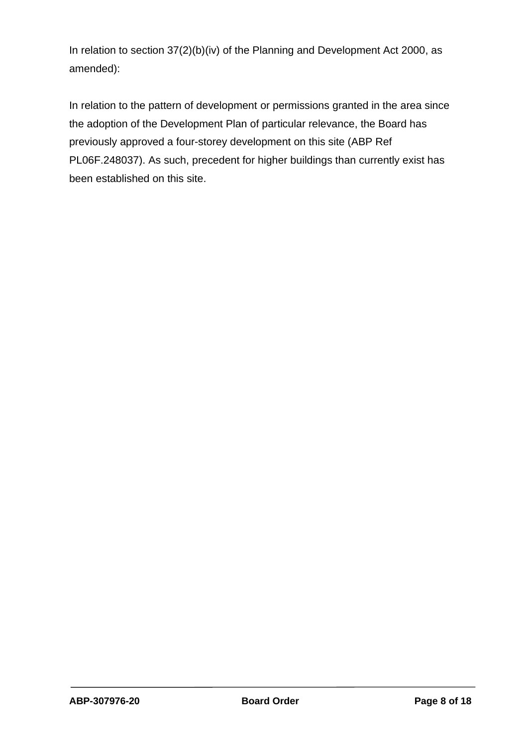In relation to section 37(2)(b)(iv) of the Planning and Development Act 2000, as amended):

In relation to the pattern of development or permissions granted in the area since the adoption of the Development Plan of particular relevance, the Board has previously approved a four-storey development on this site (ABP Ref PL06F.248037). As such, precedent for higher buildings than currently exist has been established on this site.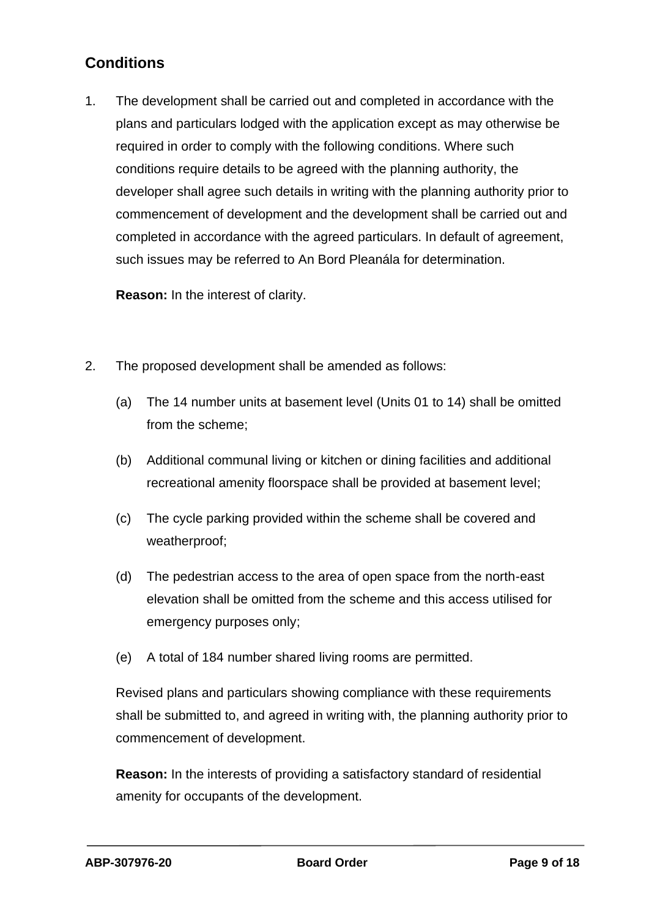## Conditions

1. The development shall be carried out and completed in accordance with the plans and particulars lodged with the application except as may otherwise be required in order to comply with the following conditions. Where such conditions require details to be agreed with the planning authority, the developer shall agree such details in writing with the planning authority prior to commencement of development and the development shall be carried out and completed in accordance with the agreed particulars. In default of agreement, such issues may be referred to An Bord Pleanála for determination.

   **Reason:** In the interest of clarity.

2. The proposed development shall be amended as follows:

   (a) The 14 number units at basement level (Units 01 to 14) shall be omitted from the scheme;

   (b) Additional communal living or kitchen or dining facilities and additional recreational amenity floorspace shall be provided at basement level;

   (c) The cycle parking provided within the scheme shall be covered and weatherproof;

   (d) The pedestrian access to the area of open space from the north-east elevation shall be omitted from the scheme and this access utilised for emergency purposes only;

   (e) A total of 184 number shared living rooms are permitted.

   Revised plans and particulars showing compliance with these requirements shall be submitted to, and agreed in writing with, the planning authority prior to commencement of development.

   **Reason:** In the interests of providing a satisfactory standard of residential amenity for occupants of the development.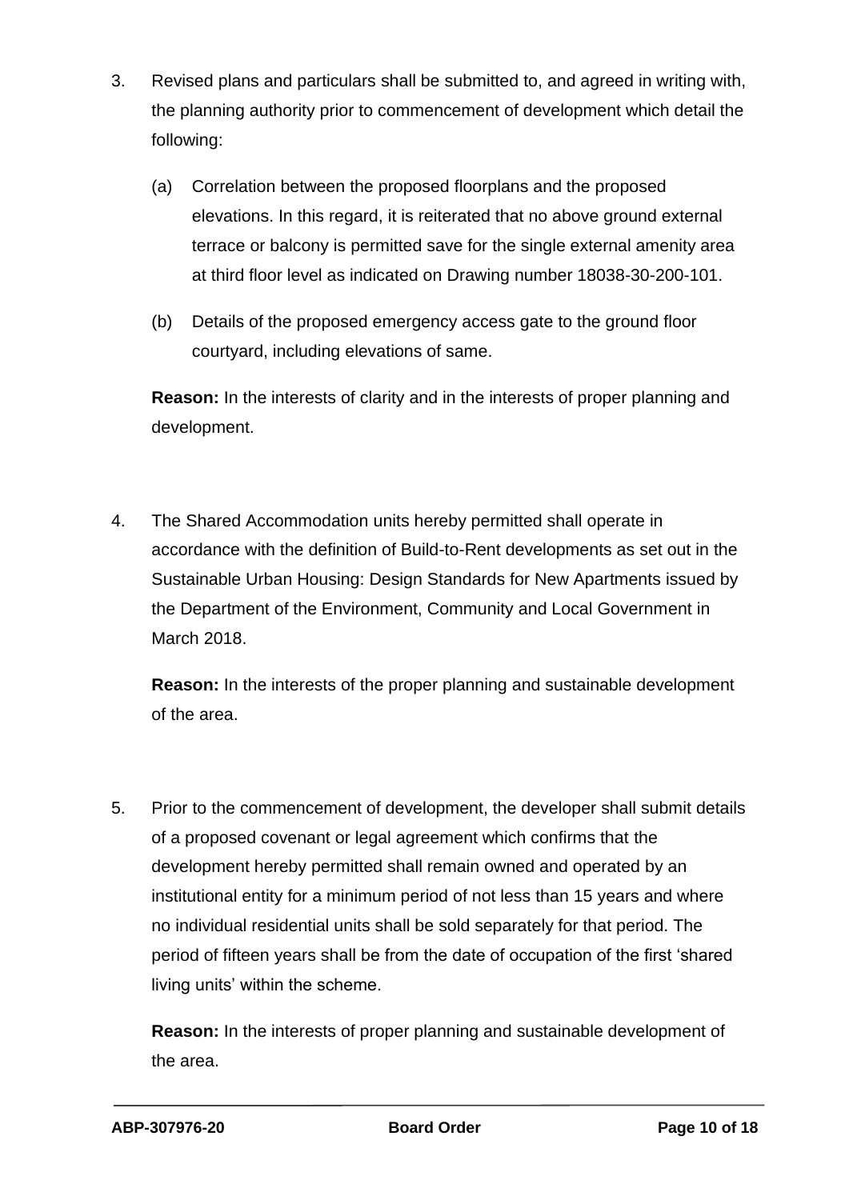3. Revised plans and particulars shall be submitted to, and agreed in writing with, the planning authority prior to commencement of development which detail the following:

   (a) Correlation between the proposed floorplans and the proposed elevations. In this regard, it is reiterated that no above ground external terrace or balcony is permitted save for the single external amenity area at third floor level as indicated on Drawing number 18038-30-200-101.

   (b) Details of the proposed emergency access gate to the ground floor courtyard, including elevations of same.

   **Reason:** In the interests of clarity and in the interests of proper planning and development.

4. The Shared Accommodation units hereby permitted shall operate in accordance with the definition of Build-to-Rent developments as set out in the Sustainable Urban Housing: Design Standards for New Apartments issued by the Department of the Environment, Community and Local Government in March 2018.

   **Reason:** In the interests of the proper planning and sustainable development of the area.

5. Prior to the commencement of development, the developer shall submit details of a proposed covenant or legal agreement which confirms that the development hereby permitted shall remain owned and operated by an institutional entity for a minimum period of not less than 15 years and where no individual residential units shall be sold separately for that period. The period of fifteen years shall be from the date of occupation of the first 'shared living units' within the scheme.

   **Reason:** In the interests of proper planning and sustainable development of the area.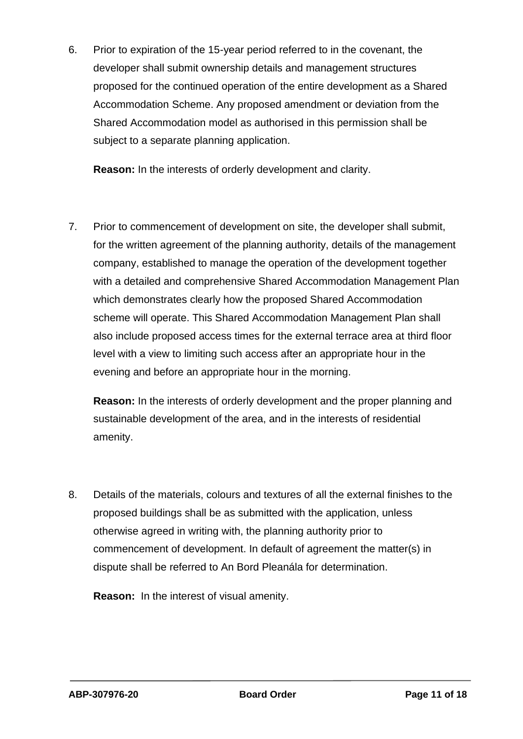6. Prior to expiration of the 15-year period referred to in the covenant, the developer shall submit ownership details and management structures proposed for the continued operation of the entire development as a Shared Accommodation Scheme. Any proposed amendment or deviation from the Shared Accommodation model as authorised in this permission shall be subject to a separate planning application.

   **Reason:** In the interests of orderly development and clarity.

7. Prior to commencement of development on site, the developer shall submit, for the written agreement of the planning authority, details of the management company, established to manage the operation of the development together with a detailed and comprehensive Shared Accommodation Management Plan which demonstrates clearly how the proposed Shared Accommodation scheme will operate. This Shared Accommodation Management Plan shall also include proposed access times for the external terrace area at third floor level with a view to limiting such access after an appropriate hour in the evening and before an appropriate hour in the morning.

   **Reason:** In the interests of orderly development and the proper planning and sustainable development of the area, and in the interests of residential amenity.

8. Details of the materials, colours and textures of all the external finishes to the proposed buildings shall be as submitted with the application, unless otherwise agreed in writing with, the planning authority prior to commencement of development. In default of agreement the matter(s) in dispute shall be referred to An Bord Pleanála for determination.

   **Reason:** In the interest of visual amenity.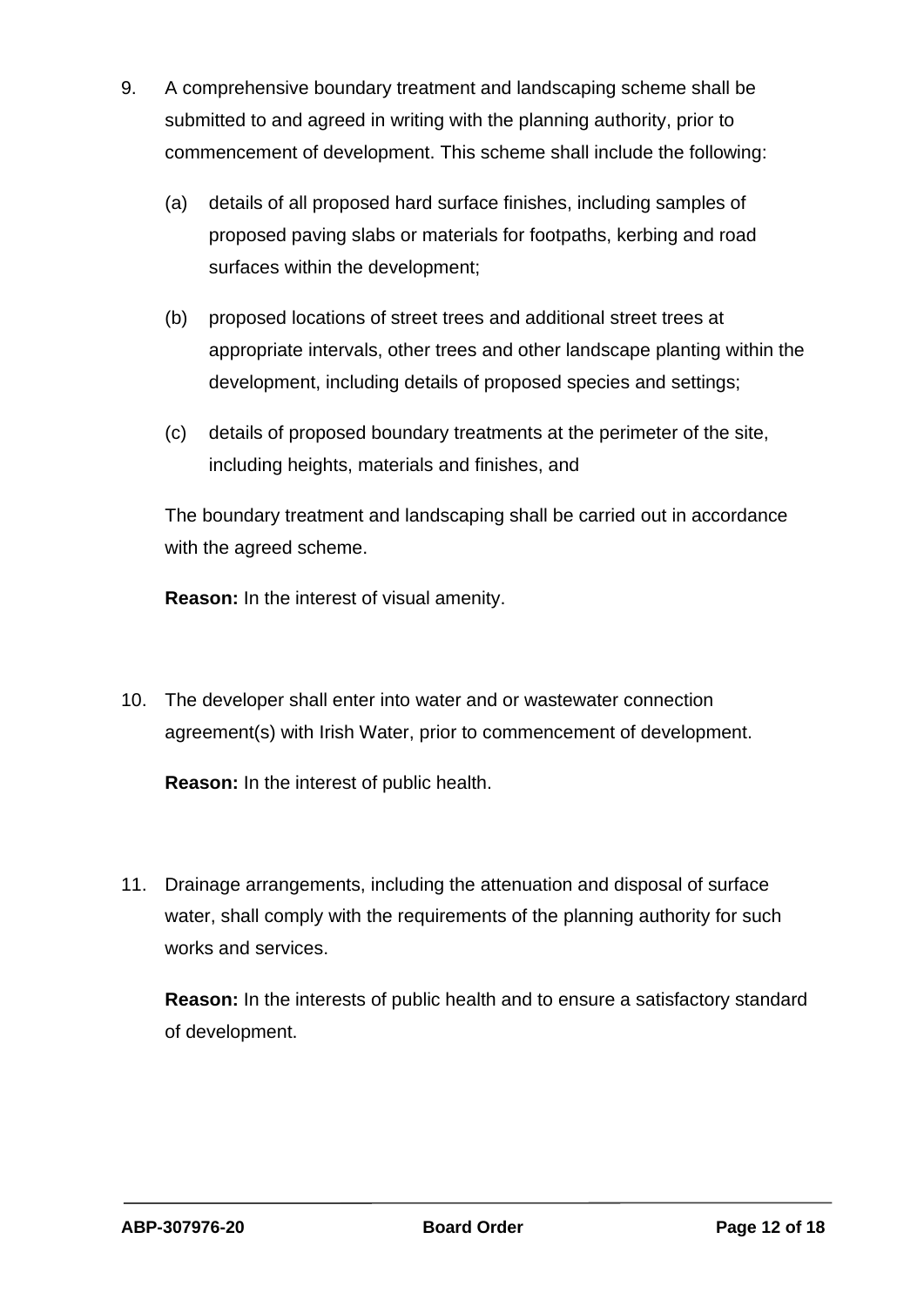9. A comprehensive boundary treatment and landscaping scheme shall be submitted to and agreed in writing with the planning authority, prior to commencement of development. This scheme shall include the following:

   (a) details of all proposed hard surface finishes, including samples of proposed paving slabs or materials for footpaths, kerbing and road surfaces within the development;

   (b) proposed locations of street trees and additional street trees at appropriate intervals, other trees and other landscape planting within the development, including details of proposed species and settings;

   (c) details of proposed boundary treatments at the perimeter of the site, including heights, materials and finishes, and

   The boundary treatment and landscaping shall be carried out in accordance with the agreed scheme.

   **Reason:** In the interest of visual amenity.

10. The developer shall enter into water and or wastewater connection agreement(s) with Irish Water, prior to commencement of development.

    **Reason:** In the interest of public health.

11. Drainage arrangements, including the attenuation and disposal of surface water, shall comply with the requirements of the planning authority for such works and services.

    **Reason:** In the interests of public health and to ensure a satisfactory standard of development.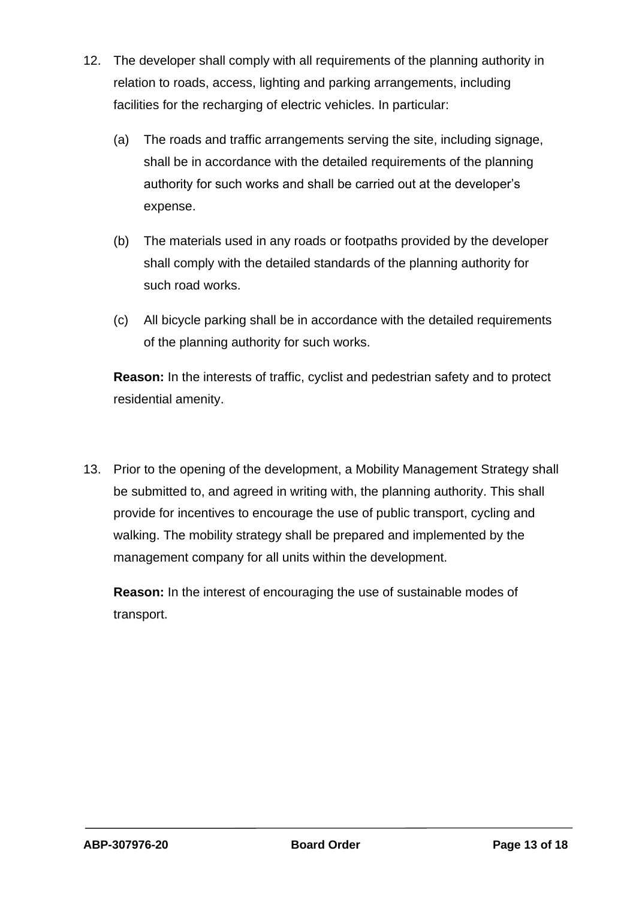12. The developer shall comply with all requirements of the planning authority in relation to roads, access, lighting and parking arrangements, including facilities for the recharging of electric vehicles. In particular:

    (a) The roads and traffic arrangements serving the site, including signage, shall be in accordance with the detailed requirements of the planning authority for such works and shall be carried out at the developer's expense.

    (b) The materials used in any roads or footpaths provided by the developer shall comply with the detailed standards of the planning authority for such road works.

    (c) All bicycle parking shall be in accordance with the detailed requirements of the planning authority for such works.

    **Reason:** In the interests of traffic, cyclist and pedestrian safety and to protect residential amenity.

13. Prior to the opening of the development, a Mobility Management Strategy shall be submitted to, and agreed in writing with, the planning authority. This shall provide for incentives to encourage the use of public transport, cycling and walking. The mobility strategy shall be prepared and implemented by the management company for all units within the development.

    **Reason:** In the interest of encouraging the use of sustainable modes of transport.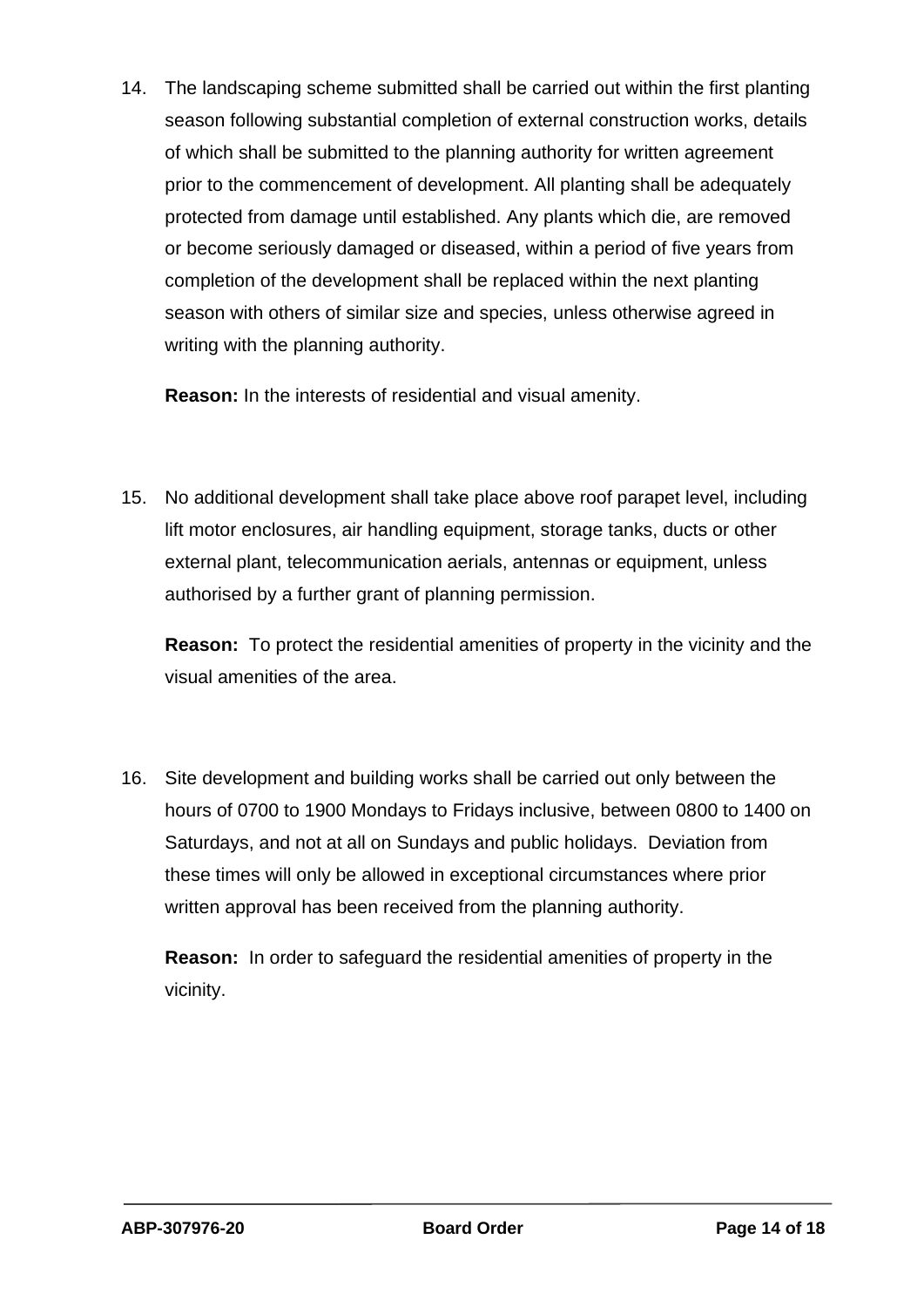14. The landscaping scheme submitted shall be carried out within the first planting season following substantial completion of external construction works, details of which shall be submitted to the planning authority for written agreement prior to the commencement of development. All planting shall be adequately protected from damage until established. Any plants which die, are removed or become seriously damaged or diseased, within a period of five years from completion of the development shall be replaced within the next planting season with others of similar size and species, unless otherwise agreed in writing with the planning authority.

    **Reason:** In the interests of residential and visual amenity.

15. No additional development shall take place above roof parapet level, including lift motor enclosures, air handling equipment, storage tanks, ducts or other external plant, telecommunication aerials, antennas or equipment, unless authorised by a further grant of planning permission.

    **Reason:** To protect the residential amenities of property in the vicinity and the visual amenities of the area.

16. Site development and building works shall be carried out only between the hours of 0700 to 1900 Mondays to Fridays inclusive, between 0800 to 1400 on Saturdays, and not at all on Sundays and public holidays. Deviation from these times will only be allowed in exceptional circumstances where prior written approval has been received from the planning authority.

    **Reason:** In order to safeguard the residential amenities of property in the vicinity.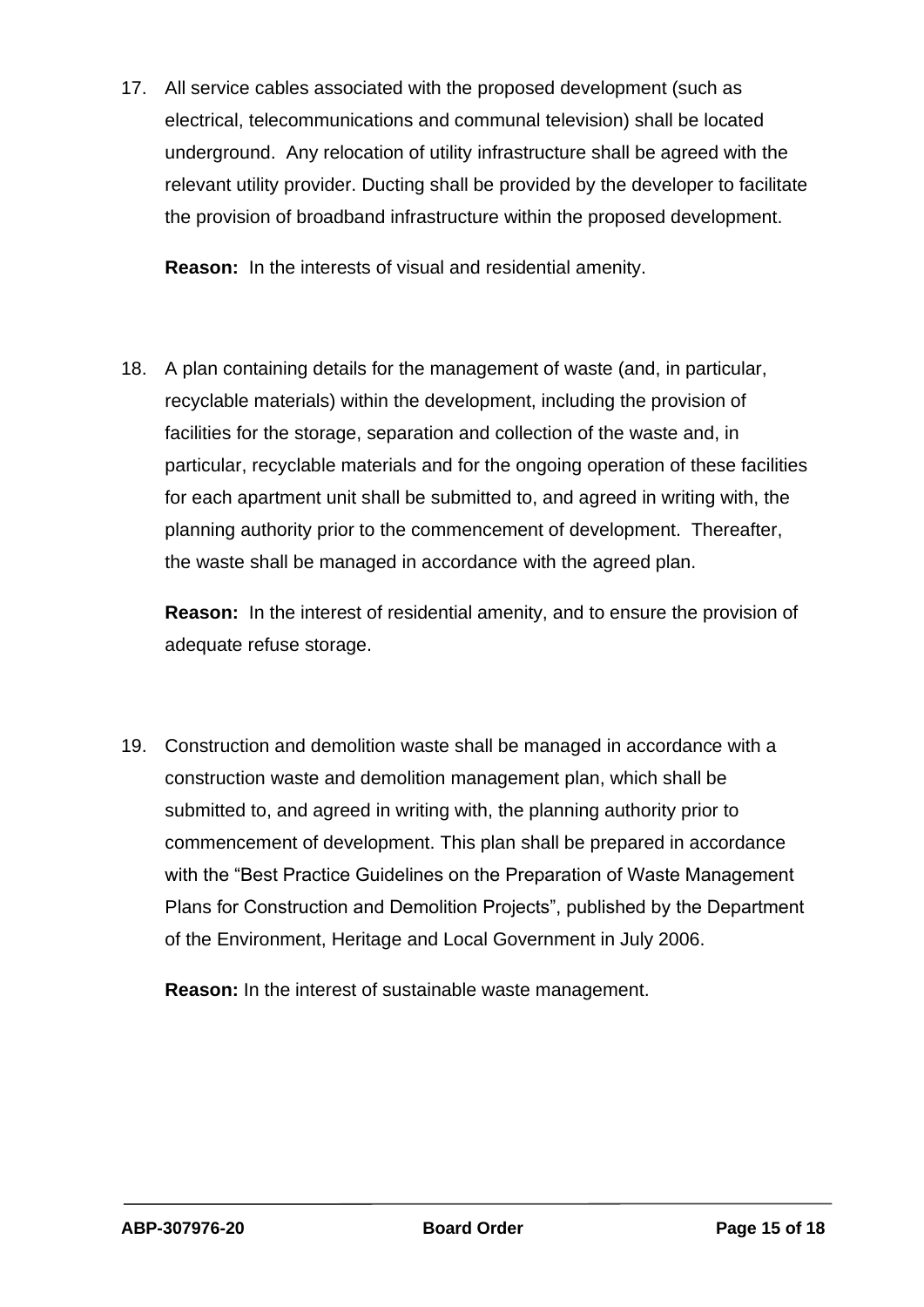17. All service cables associated with the proposed development (such as electrical, telecommunications and communal television) shall be located underground. Any relocation of utility infrastructure shall be agreed with the relevant utility provider. Ducting shall be provided by the developer to facilitate the provision of broadband infrastructure within the proposed development.

    **Reason:** In the interests of visual and residential amenity.

18. A plan containing details for the management of waste (and, in particular, recyclable materials) within the development, including the provision of facilities for the storage, separation and collection of the waste and, in particular, recyclable materials and for the ongoing operation of these facilities for each apartment unit shall be submitted to, and agreed in writing with, the planning authority prior to the commencement of development. Thereafter, the waste shall be managed in accordance with the agreed plan.

    **Reason:** In the interest of residential amenity, and to ensure the provision of adequate refuse storage.

19. Construction and demolition waste shall be managed in accordance with a construction waste and demolition management plan, which shall be submitted to, and agreed in writing with, the planning authority prior to commencement of development. This plan shall be prepared in accordance with the "Best Practice Guidelines on the Preparation of Waste Management Plans for Construction and Demolition Projects", published by the Department of the Environment, Heritage and Local Government in July 2006.

    **Reason:** In the interest of sustainable waste management.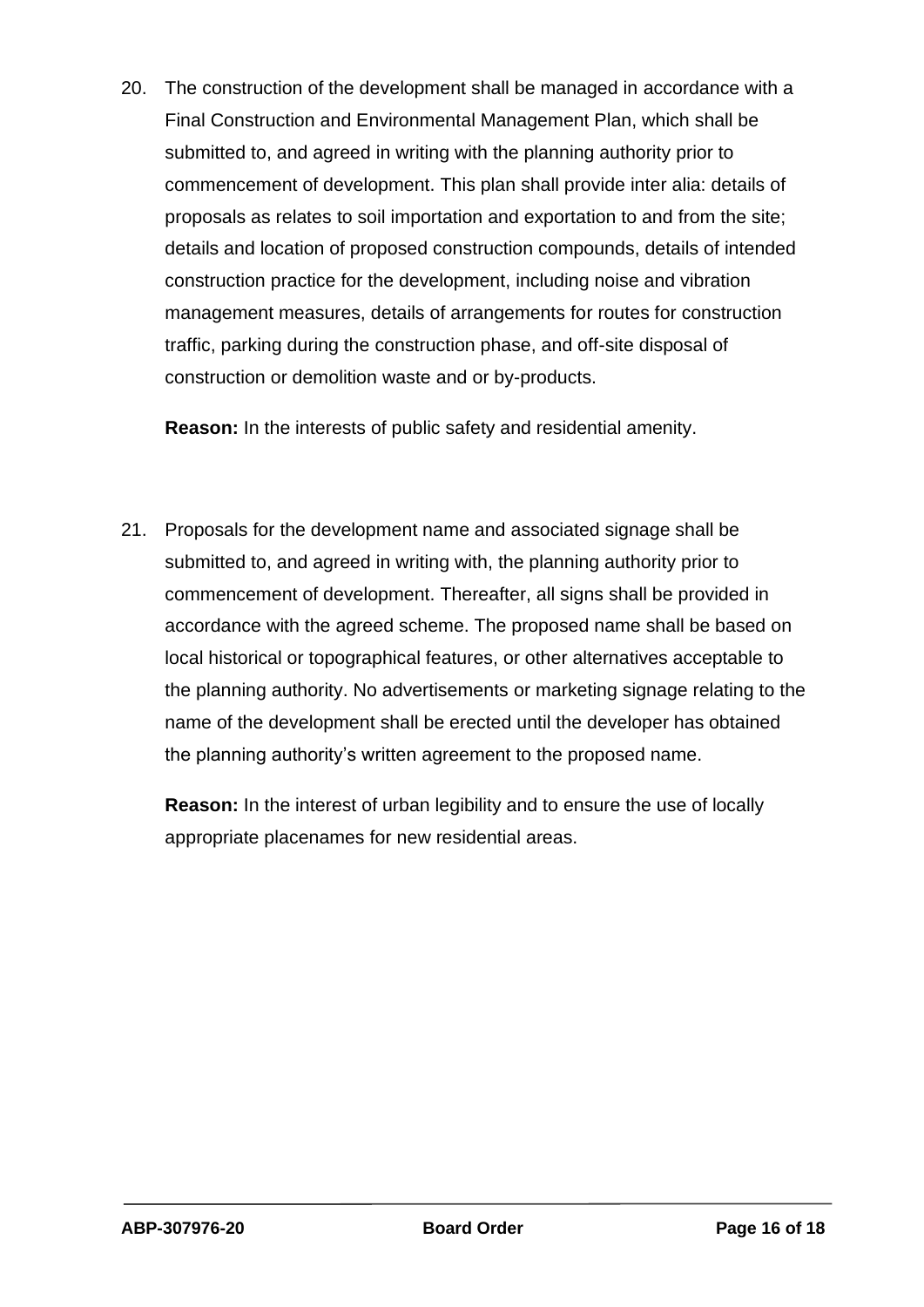20. The construction of the development shall be managed in accordance with a Final Construction and Environmental Management Plan, which shall be submitted to, and agreed in writing with the planning authority prior to commencement of development. This plan shall provide inter alia: details of proposals as relates to soil importation and exportation to and from the site; details and location of proposed construction compounds, details of intended construction practice for the development, including noise and vibration management measures, details of arrangements for routes for construction traffic, parking during the construction phase, and off-site disposal of construction or demolition waste and or by-products.

    **Reason:** In the interests of public safety and residential amenity.

21. Proposals for the development name and associated signage shall be submitted to, and agreed in writing with, the planning authority prior to commencement of development. Thereafter, all signs shall be provided in accordance with the agreed scheme. The proposed name shall be based on local historical or topographical features, or other alternatives acceptable to the planning authority. No advertisements or marketing signage relating to the name of the development shall be erected until the developer has obtained the planning authority's written agreement to the proposed name.

    **Reason:** In the interest of urban legibility and to ensure the use of locally appropriate placenames for new residential areas.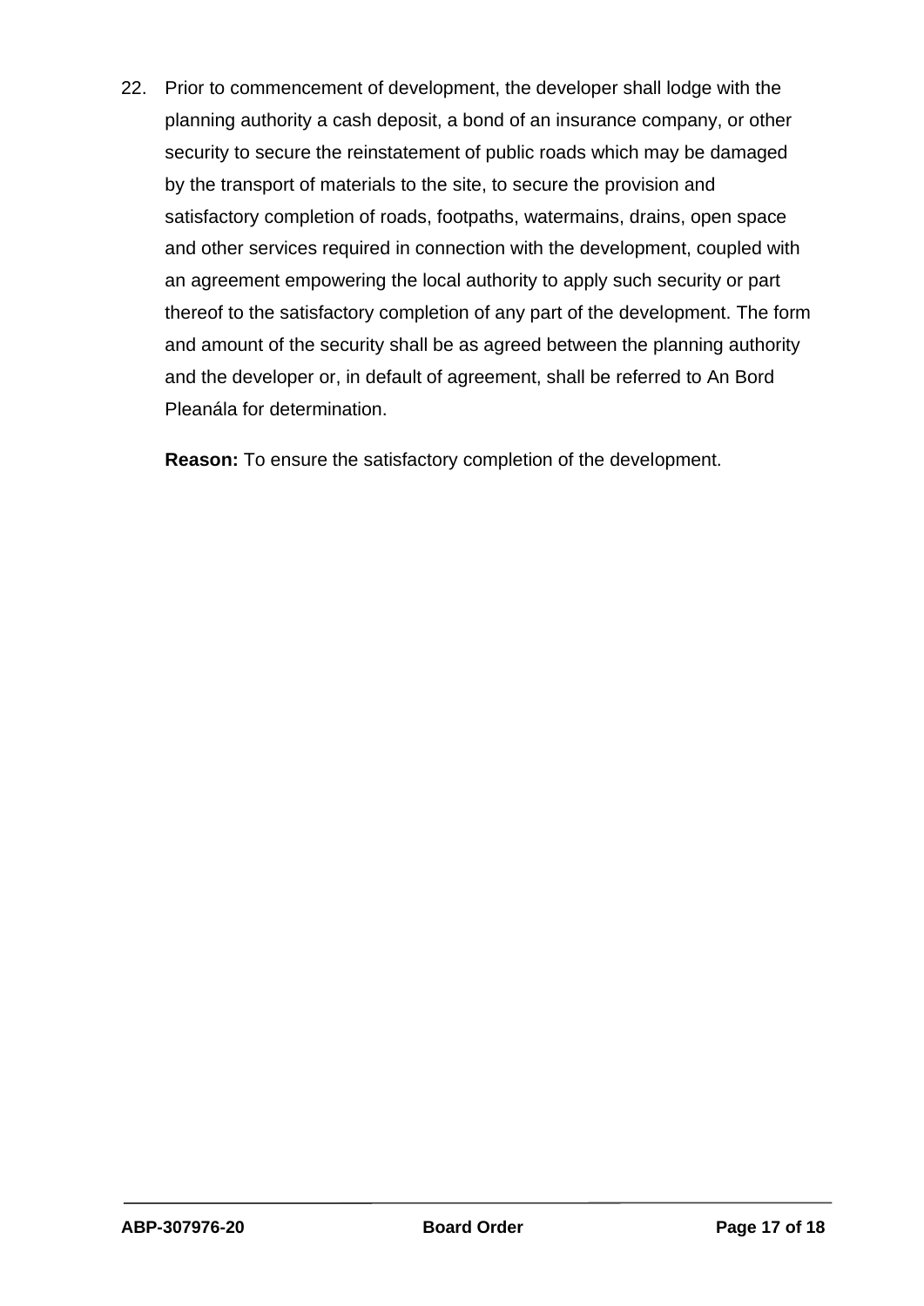22. Prior to commencement of development, the developer shall lodge with the planning authority a cash deposit, a bond of an insurance company, or other security to secure the reinstatement of public roads which may be damaged by the transport of materials to the site, to secure the provision and satisfactory completion of roads, footpaths, watermains, drains, open space and other services required in connection with the development, coupled with an agreement empowering the local authority to apply such security or part thereof to the satisfactory completion of any part of the development. The form and amount of the security shall be as agreed between the planning authority and the developer or, in default of agreement, shall be referred to An Bord Pleanála for determination.

    **Reason:** To ensure the satisfactory completion of the development.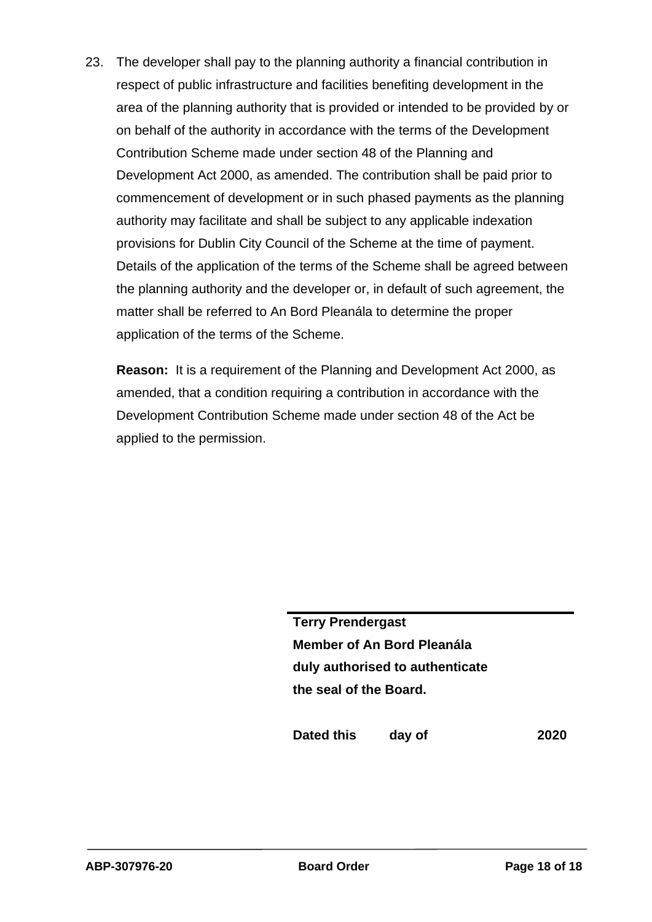23. The developer shall pay to the planning authority a financial contribution in respect of public infrastructure and facilities benefiting development in the area of the planning authority that is provided or intended to be provided by or on behalf of the authority in accordance with the terms of the Development Contribution Scheme made under section 48 of the Planning and Development Act 2000, as amended. The contribution shall be paid prior to commencement of development or in such phased payments as the planning authority may facilitate and shall be subject to any applicable indexation provisions for Dublin City Council of the Scheme at the time of payment. Details of the application of the terms of the Scheme shall be agreed between the planning authority and the developer or, in default of such agreement, the matter shall be referred to An Bord Pleanála to determine the proper application of the terms of the Scheme.

    **Reason:** It is a requirement of the Planning and Development Act 2000, as amended, that a condition requiring a contribution in accordance with the Development Contribution Scheme made under section 48 of the Act be applied to the permission.

**Terry Prendergast**
**Member of An Bord Pleanála**
**duly authorised to authenticate**
**the seal of the Board.**

**Dated this day of 2020**